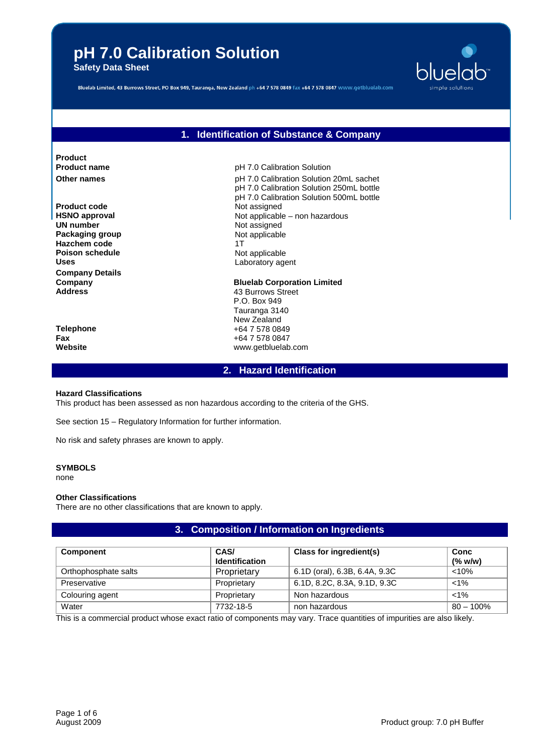# pH 7.0 Calibration Solution

**Safety Data Sheet**

Bluelab Limited, 43 Burrows Street, PO Box 949, Tauranga, New Zealand ph +64 7 578 0849 fax +64 7 578 0847 www.getbluelab.com

bluelab™ simple solutions

## 1. Identification of Substance & Company

**Product**

| | |
|---|---|
| **Product name** | pH 7.0 Calibration Solution |
| **Other names** | pH 7.0 Calibration Solution 20mL sachet<br>pH 7.0 Calibration Solution 250mL bottle<br>pH 7.0 Calibration Solution 500mL bottle |
| **Product code** | Not assigned |
| **HSNO approval** | Not applicable – non hazardous |
| **UN number** | Not assigned |
| **Packaging group** | Not applicable |
| **Hazchem code** | 1T |
| **Poison schedule** | Not applicable |
| **Uses** | Laboratory agent |

**Company Details**

| | |
|---|---|
| **Company** | **Bluelab Corporation Limited** |
| **Address** | 43 Burrows Street<br>P.O. Box 949<br>Tauranga 3140<br>New Zealand |
| **Telephone** | +64 7 578 0849 |
| **Fax** | +64 7 578 0847 |
| **Website** | www.getbluelab.com |

## 2. Hazard Identification

**Hazard Classifications**

This product has been assessed as non hazardous according to the criteria of the GHS.

See section 15 – Regulatory Information for further information.

No risk and safety phrases are known to apply.

**SYMBOLS**

none

**Other Classifications**

There are no other classifications that are known to apply.

## 3. Composition / Information on Ingredients

| Component | CAS/ Identification | Class for ingredient(s) | Conc (% w/w) |
|---|---|---|---|
| Orthophosphate salts | Proprietary | 6.1D (oral), 6.3B, 6.4A, 9.3C | <10% |
| Preservative | Proprietary | 6.1D, 8.2C, 8.3A, 9.1D, 9.3C | <1% |
| Colouring agent | Proprietary | Non hazardous | <1% |
| Water | 7732-18-5 | non hazardous | 80 – 100% |

This is a commercial product whose exact ratio of components may vary. Trace quantities of impurities are also likely.

August 2009

Product group: 7.0 pH Buffer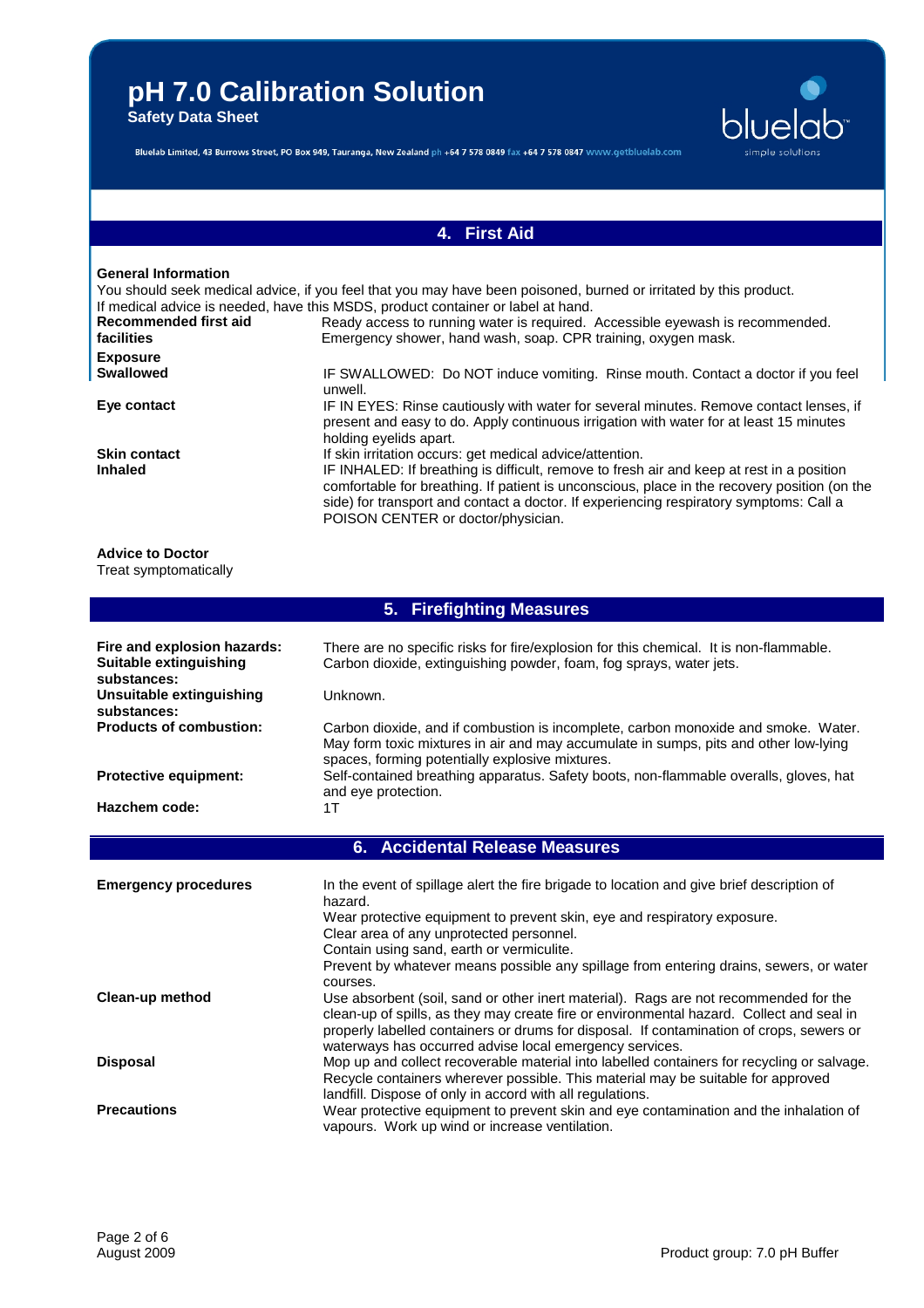# 4. First Aid

**General Information**

You should seek medical advice, if you feel that you may have been poisoned, burned or irritated by this product.
If medical advice is needed, have this MSDS, product container or label at hand.

| | |
|---|---|
| **Recommended first aid facilities** | Ready access to running water is required. Accessible eyewash is recommended. Emergency shower, hand wash, soap. CPR training, oxygen mask. |
| **Exposure** | |
| **Swallowed** | IF SWALLOWED: Do NOT induce vomiting. Rinse mouth. Contact a doctor if you feel unwell. |
| **Eye contact** | IF IN EYES: Rinse cautiously with water for several minutes. Remove contact lenses, if present and easy to do. Apply continuous irrigation with water for at least 15 minutes holding eyelids apart. |
| **Skin contact** | If skin irritation occurs: get medical advice/attention. |
| **Inhaled** | IF INHALED: If breathing is difficult, remove to fresh air and keep at rest in a position comfortable for breathing. If patient is unconscious, place in the recovery position (on the side) for transport and contact a doctor. If experiencing respiratory symptoms: Call a POISON CENTER or doctor/physician. |

**Advice to Doctor**

Treat symptomatically

# 5. Firefighting Measures

| | |
|---|---|
| **Fire and explosion hazards:** | There are no specific risks for fire/explosion for this chemical. It is non-flammable. |
| **Suitable extinguishing substances:** | Carbon dioxide, extinguishing powder, foam, fog sprays, water jets. |
| **Unsuitable extinguishing substances:** | Unknown. |
| **Products of combustion:** | Carbon dioxide, and if combustion is incomplete, carbon monoxide and smoke. Water. May form toxic mixtures in air and may accumulate in sumps, pits and other low-lying spaces, forming potentially explosive mixtures. |
| **Protective equipment:** | Self-contained breathing apparatus. Safety boots, non-flammable overalls, gloves, hat and eye protection. |
| **Hazchem code:** | 1T |

# 6. Accidental Release Measures

| | |
|---|---|
| **Emergency procedures** | In the event of spillage alert the fire brigade to location and give brief description of hazard.<br>Wear protective equipment to prevent skin, eye and respiratory exposure.<br>Clear area of any unprotected personnel.<br>Contain using sand, earth or vermiculite.<br>Prevent by whatever means possible any spillage from entering drains, sewers, or water courses. |
| **Clean-up method** | Use absorbent (soil, sand or other inert material). Rags are not recommended for the clean-up of spills, as they may create fire or environmental hazard. Collect and seal in properly labelled containers or drums for disposal. If contamination of crops, sewers or waterways has occurred advise local emergency services. |
| **Disposal** | Mop up and collect recoverable material into labelled containers for recycling or salvage. Recycle containers wherever possible. This material may be suitable for approved landfill. Dispose of only in accord with all regulations. |
| **Precautions** | Wear protective equipment to prevent skin and eye contamination and the inhalation of vapours. Work up wind or increase ventilation. |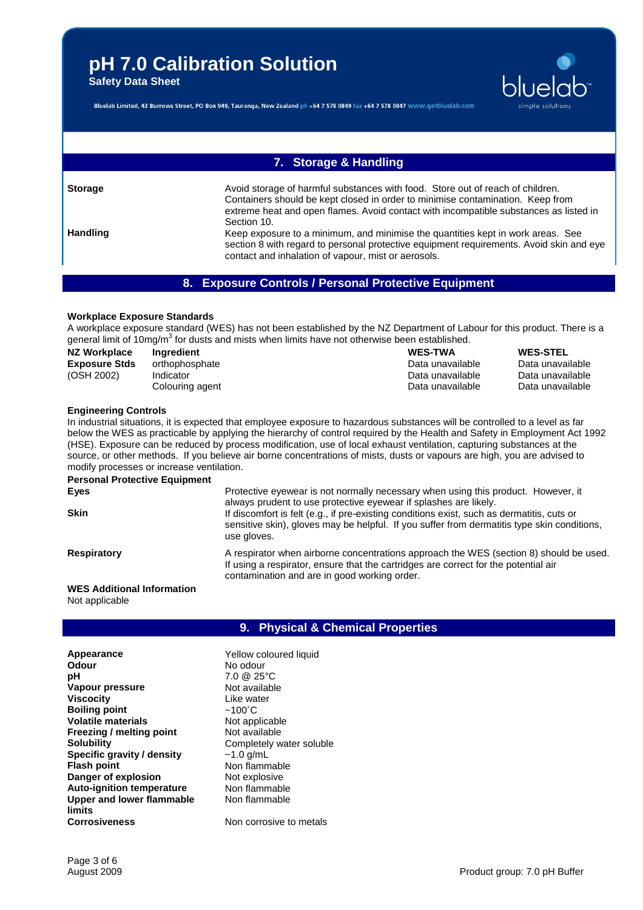## 7. Storage & Handling

| | |
|---|---|
| **Storage** | Avoid storage of harmful substances with food. Store out of reach of children. Containers should be kept closed in order to minimise contamination. Keep from extreme heat and open flames. Avoid contact with incompatible substances as listed in Section 10. |
| **Handling** | Keep exposure to a minimum, and minimise the quantities kept in work areas. See section 8 with regard to personal protective equipment requirements. Avoid skin and eye contact and inhalation of vapour, mist or aerosols. |

## 8. Exposure Controls / Personal Protective Equipment

**Workplace Exposure Standards**

A workplace exposure standard (WES) has not been established by the NZ Department of Labour for this product. There is a general limit of $10 mg/m^3$ for dusts and mists when limits have not otherwise been established.

| **NZ Workplace Exposure Stds** (OSH 2002) | **Ingredient** | **WES-TWA** | **WES-STEL** |
|---|---|---|---|
| | orthophosphate | Data unavailable | Data unavailable |
| | Indicator | Data unavailable | Data unavailable |
| | Colouring agent | Data unavailable | Data unavailable |

**Engineering Controls**

In industrial situations, it is expected that employee exposure to hazardous substances will be controlled to a level as far below the WES as practicable by applying the hierarchy of control required by the Health and Safety in Employment Act 1992 (HSE). Exposure can be reduced by process modification, use of local exhaust ventilation, capturing substances at the source, or other methods. If you believe air borne concentrations of mists, dusts or vapours are high, you are advised to modify processes or increase ventilation.

**Personal Protective Equipment**

| | |
|---|---|
| **Eyes** | Protective eyewear is not normally necessary when using this product. However, it always prudent to use protective eyewear if splashes are likely. |
| **Skin** | If discomfort is felt (e.g., if pre-existing conditions exist, such as dermatitis, cuts or sensitive skin), gloves may be helpful. If you suffer from dermatitis type skin conditions, use gloves. |
| **Respiratory** | A respirator when airborne concentrations approach the WES (section 8) should be used. If using a respirator, ensure that the cartridges are correct for the potential air contamination and are in good working order. |

**WES Additional Information**

Not applicable

## 9. Physical & Chemical Properties

| | |
|---|---|
| **Appearance** | Yellow coloured liquid |
| **Odour** | No odour |
| **pH** | 7.0 @ 25°C |
| **Vapour pressure** | Not available |
| **Viscocity** | Like water |
| **Boiling point** | ~100˚C |
| **Volatile materials** | Not applicable |
| **Freezing / melting point** | Not available |
| **Solubility** | Completely water soluble |
| **Specific gravity / density** | ~1.0 g/mL |
| **Flash point** | Non flammable |
| **Danger of explosion** | Not explosive |
| **Auto-ignition temperature** | Non flammable |
| **Upper and lower flammable limits** | Non flammable |
| **Corrosiveness** | Non corrosive to metals |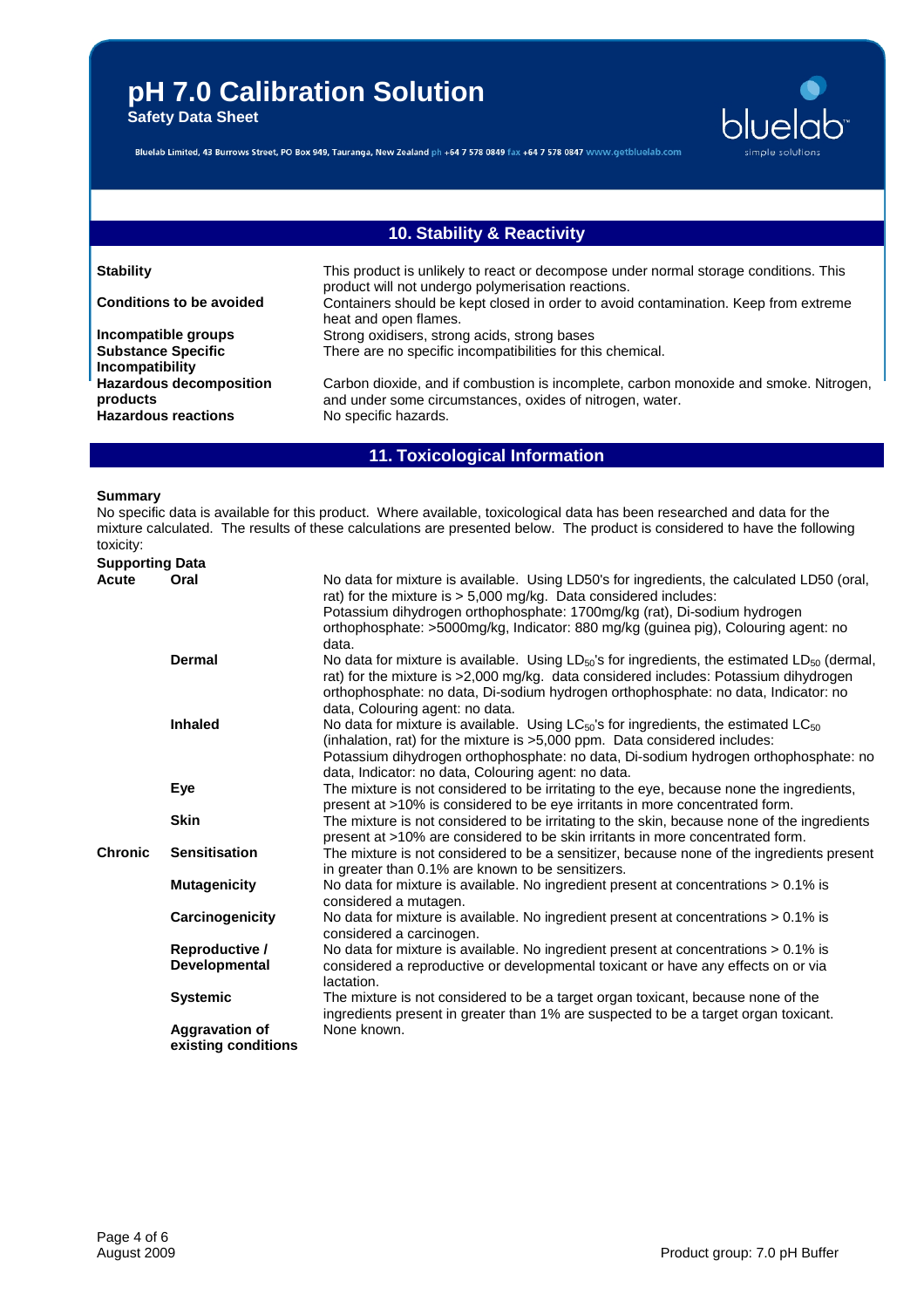## 10. Stability & Reactivity

| | |
|---|---|
| **Stability** | This product is unlikely to react or decompose under normal storage conditions. This product will not undergo polymerisation reactions. |
| **Conditions to be avoided** | Containers should be kept closed in order to avoid contamination. Keep from extreme heat and open flames. |
| **Incompatible groups** | Strong oxidisers, strong acids, strong bases |
| **Substance Specific Incompatibility** | There are no specific incompatibilities for this chemical. |
| **Hazardous decomposition products** | Carbon dioxide, and if combustion is incomplete, carbon monoxide and smoke. Nitrogen, and under some circumstances, oxides of nitrogen, water. |
| **Hazardous reactions** | No specific hazards. |

## 11. Toxicological Information

**Summary**

No specific data is available for this product. Where available, toxicological data has been researched and data for the mixture calculated. The results of these calculations are presented below. The product is considered to have the following toxicity:

**Supporting Data**

| | | |
|---|---|---|
| **Acute** | **Oral** | No data for mixture is available. Using LD50's for ingredients, the calculated LD50 (oral, rat) for the mixture is > 5,000 mg/kg. Data considered includes: Potassium dihydrogen orthophosphate: 1700mg/kg (rat), Di-sodium hydrogen orthophosphate: >5000mg/kg, Indicator: 880 mg/kg (guinea pig), Colouring agent: no data. |
| | **Dermal** | No data for mixture is available. Using $LD_{50}$'s for ingredients, the estimated $LD_{50}$ (dermal, rat) for the mixture is >2,000 mg/kg. data considered includes: Potassium dihydrogen orthophosphate: no data, Di-sodium hydrogen orthophosphate: no data, Indicator: no data, Colouring agent: no data. |
| | **Inhaled** | No data for mixture is available. Using $LC_{50}$'s for ingredients, the estimated $LC_{50}$ (inhalation, rat) for the mixture is >5,000 ppm. Data considered includes: Potassium dihydrogen orthophosphate: no data, Di-sodium hydrogen orthophosphate: no data, Indicator: no data, Colouring agent: no data. |
| | **Eye** | The mixture is not considered to be irritating to the eye, because none the ingredients, present at >10% is considered to be eye irritants in more concentrated form. |
| | **Skin** | The mixture is not considered to be irritating to the skin, because none of the ingredients present at >10% are considered to be skin irritants in more concentrated form. |
| **Chronic** | **Sensitisation** | The mixture is not considered to be a sensitizer, because none of the ingredients present in greater than 0.1% are known to be sensitizers. |
| | **Mutagenicity** | No data for mixture is available. No ingredient present at concentrations > 0.1% is considered a mutagen. |
| | **Carcinogenicity** | No data for mixture is available. No ingredient present at concentrations > 0.1% is considered a carcinogen. |
| | **Reproductive / Developmental** | No data for mixture is available. No ingredient present at concentrations > 0.1% is considered a reproductive or developmental toxicant or have any effects on or via lactation. |
| | **Systemic** | The mixture is not considered to be a target organ toxicant, because none of the ingredients present in greater than 1% are suspected to be a target organ toxicant. |
| | **Aggravation of existing conditions** | None known. |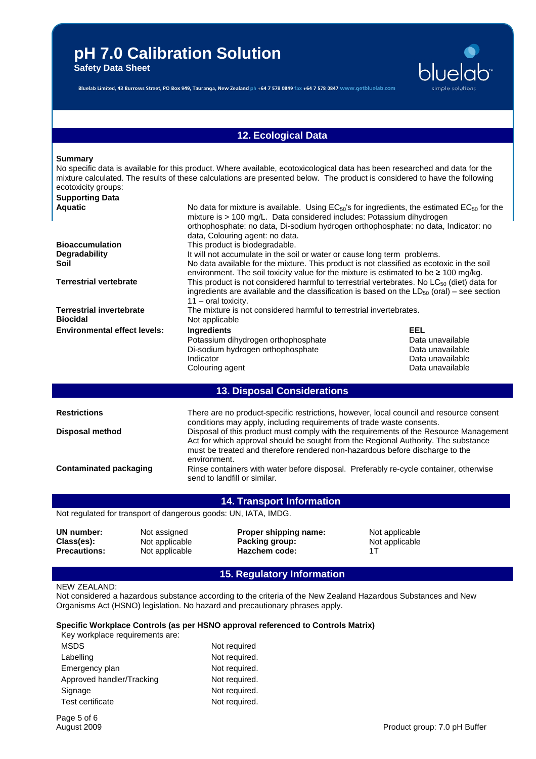## 12. Ecological Data

**Summary**

No specific data is available for this product. Where available, ecotoxicological data has been researched and data for the mixture calculated. The results of these calculations are presented below. The product is considered to have the following ecotoxicity groups:

**Supporting Data**

| | |
|---|---|
| **Aquatic** | No data for mixture is available. Using $EC_{50}$'s for ingredients, the estimated $EC_{50}$ for the mixture is > 100 mg/L. Data considered includes: Potassium dihydrogen orthophosphate: no data, Di-sodium hydrogen orthophosphate: no data, Indicator: no data, Colouring agent: no data. |
| **Bioaccumulation** | This product is biodegradable. |
| **Degradability** | It will not accumulate in the soil or water or cause long term problems. |
| **Soil** | No data available for the mixture. This product is not classified as ecotoxic in the soil environment. The soil toxicity value for the mixture is estimated to be ≥ 100 mg/kg. |
| **Terrestrial vertebrate** | This product is not considered harmful to terrestrial vertebrates. No $LC_{50}$ (diet) data for ingredients are available and the classification is based on the $LD_{50}$ (oral) – see section 11 – oral toxicity. |
| **Terrestrial invertebrate** | The mixture is not considered harmful to terrestrial invertebrates. |
| **Biocidal** | Not applicable |

**Environmental effect levels:**

| Ingredients | EEL |
|---|---|
| Potassium dihydrogen orthophosphate | Data unavailable |
| Di-sodium hydrogen orthophosphate | Data unavailable |
| Indicator | Data unavailable |
| Colouring agent | Data unavailable |

## 13. Disposal Considerations

| | |
|---|---|
| **Restrictions** | There are no product-specific restrictions, however, local council and resource consent conditions may apply, including requirements of trade waste consents. |
| **Disposal method** | Disposal of this product must comply with the requirements of the Resource Management Act for which approval should be sought from the Regional Authority. The substance must be treated and therefore rendered non-hazardous before discharge to the environment. |
| **Contaminated packaging** | Rinse containers with water before disposal. Preferably re-cycle container, otherwise send to landfill or similar. |

## 14. Transport Information

Not regulated for transport of dangerous goods: UN, IATA, IMDG.

| | | | |
|---|---|---|---|
| **UN number:** | Not assigned | **Proper shipping name:** | Not applicable |
| **Class(es):** | Not applicable | **Packing group:** | Not applicable |
| **Precautions:** | Not applicable | **Hazchem code:** | 1T |

## 15. Regulatory Information

NEW ZEALAND:

Not considered a hazardous substance according to the criteria of the New Zealand Hazardous Substances and New Organisms Act (HSNO) legislation. No hazard and precautionary phrases apply.

**Specific Workplace Controls (as per HSNO approval referenced to Controls Matrix)**

Key workplace requirements are:

| | |
|---|---|
| MSDS | Not required |
| Labelling | Not required. |
| Emergency plan | Not required. |
| Approved handler/Tracking | Not required. |
| Signage | Not required. |
| Test certificate | Not required. |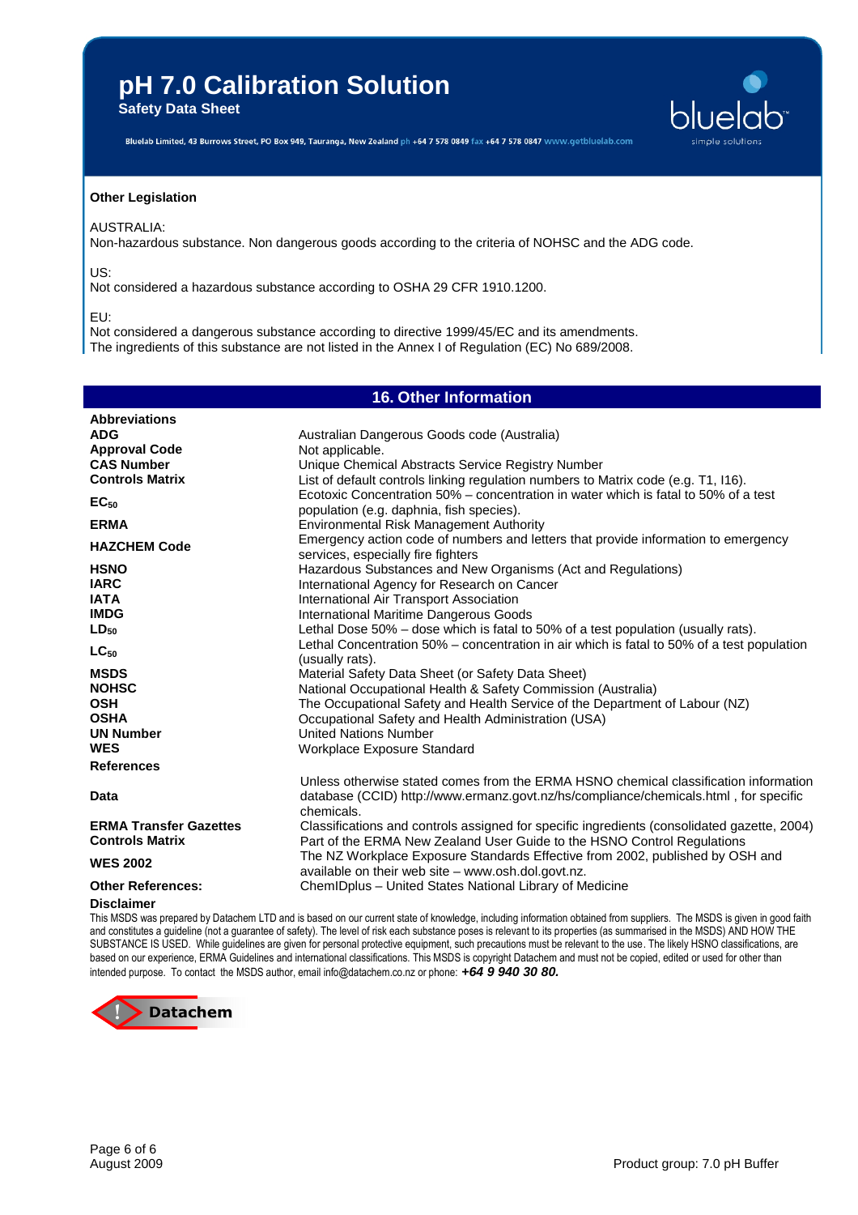### Other Legislation

AUSTRALIA:
Non-hazardous substance. Non dangerous goods according to the criteria of NOHSC and the ADG code.

US:
Not considered a hazardous substance according to OSHA 29 CFR 1910.1200.

EU:
Not considered a dangerous substance according to directive 1999/45/EC and its amendments.
The ingredients of this substance are not listed in the Annex I of Regulation (EC) No 689/2008.

## 16. Other Information

**Abbreviations**

| | |
|---|---|
| **ADG** | Australian Dangerous Goods code (Australia) |
| **Approval Code** | Not applicable. |
| **CAS Number** | Unique Chemical Abstracts Service Registry Number |
| **Controls Matrix** | List of default controls linking regulation numbers to Matrix code (e.g. T1, I16). |
| **$EC_{50}$** | Ecotoxic Concentration 50% – concentration in water which is fatal to 50% of a test population (e.g. daphnia, fish species). |
| **ERMA** | Environmental Risk Management Authority |
| **HAZCHEM Code** | Emergency action code of numbers and letters that provide information to emergency services, especially fire fighters |
| **HSNO** | Hazardous Substances and New Organisms (Act and Regulations) |
| **IARC** | International Agency for Research on Cancer |
| **IATA** | International Air Transport Association |
| **IMDG** | International Maritime Dangerous Goods |
| **$LD_{50}$** | Lethal Dose 50% – dose which is fatal to 50% of a test population (usually rats). |
| **$LC_{50}$** | Lethal Concentration 50% – concentration in air which is fatal to 50% of a test population (usually rats). |
| **MSDS** | Material Safety Data Sheet (or Safety Data Sheet) |
| **NOHSC** | National Occupational Health & Safety Commission (Australia) |
| **OSH** | The Occupational Safety and Health Service of the Department of Labour (NZ) |
| **OSHA** | Occupational Safety and Health Administration (USA) |
| **UN Number** | United Nations Number |
| **WES** | Workplace Exposure Standard |

**References**

| | |
|---|---|
| **Data** | Unless otherwise stated comes from the ERMA HSNO chemical classification information database (CCID) http://www.ermanz.govt.nz/hs/compliance/chemicals.html , for specific chemicals. |
| **ERMA Transfer Gazettes** | Classifications and controls assigned for specific ingredients (consolidated gazette, 2004) |
| **Controls Matrix** | Part of the ERMA New Zealand User Guide to the HSNO Control Regulations |
| **WES 2002** | The NZ Workplace Exposure Standards Effective from 2002, published by OSH and available on their web site – www.osh.dol.govt.nz. |
| **Other References:** | ChemIDplus – United States National Library of Medicine |

**Disclaimer**

This MSDS was prepared by Datachem LTD and is based on our current state of knowledge, including information obtained from suppliers. The MSDS is given in good faith and constitutes a guideline (not a guarantee of safety). The level of risk each substance poses is relevant to its properties (as summarised in the MSDS) AND HOW THE SUBSTANCE IS USED. While guidelines are given for personal protective equipment, such precautions must be relevant to the use. The likely HSNO classifications, are based on our experience, ERMA Guidelines and international classifications. This MSDS is copyright Datachem and must not be copied, edited or used for other than intended purpose. To contact the MSDS author, email info@datachem.co.nz or phone: ***+64 9 940 30 80.***

Datachem

August 2009

Product group: 7.0 pH Buffer